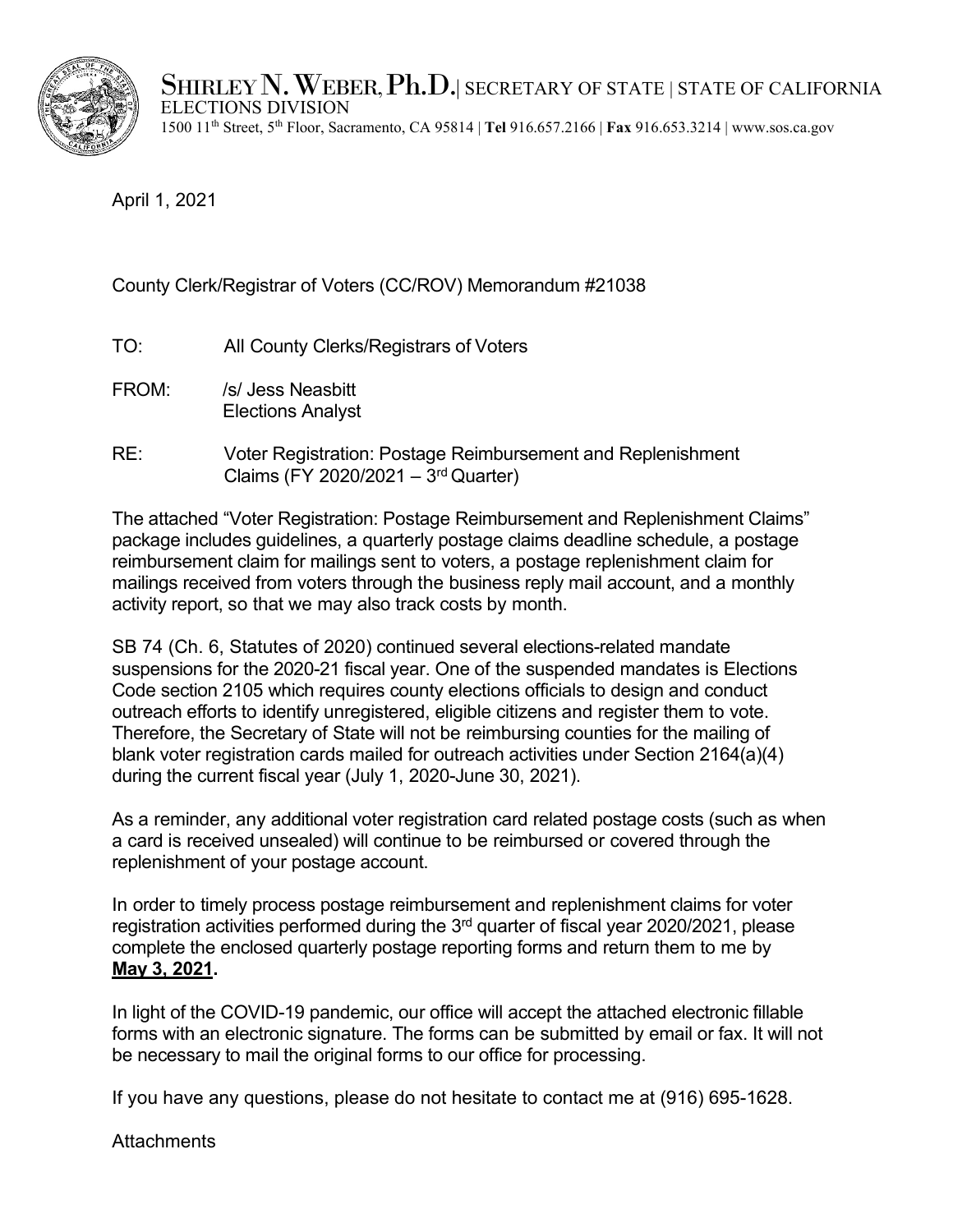**SHIRLEY N. WEBER, Ph.D.** | SECRETARY OF STATE | STATE OF CALIFORNIA
ELECTIONS DIVISION
1500 11th Street, 5th Floor, Sacramento, CA 95814 | **Tel** 916.657.2166 | **Fax** 916.653.3214 | www.sos.ca.gov

April 1, 2021

County Clerk/Registrar of Voters (CC/ROV) Memorandum #21038

TO: All County Clerks/Registrars of Voters

FROM: /s/ Jess Neasbitt
Elections Analyst

RE: Voter Registration: Postage Reimbursement and Replenishment Claims (FY 2020/2021 – 3rd Quarter)

The attached "Voter Registration: Postage Reimbursement and Replenishment Claims" package includes guidelines, a quarterly postage claims deadline schedule, a postage reimbursement claim for mailings sent to voters, a postage replenishment claim for mailings received from voters through the business reply mail account, and a monthly activity report, so that we may also track costs by month.

SB 74 (Ch. 6, Statutes of 2020) continued several elections-related mandate suspensions for the 2020-21 fiscal year. One of the suspended mandates is Elections Code section 2105 which requires county elections officials to design and conduct outreach efforts to identify unregistered, eligible citizens and register them to vote. Therefore, the Secretary of State will not be reimbursing counties for the mailing of blank voter registration cards mailed for outreach activities under Section 2164(a)(4) during the current fiscal year (July 1, 2020-June 30, 2021).

As a reminder, any additional voter registration card related postage costs (such as when a card is received unsealed) will continue to be reimbursed or covered through the replenishment of your postage account.

In order to timely process postage reimbursement and replenishment claims for voter registration activities performed during the 3rd quarter of fiscal year 2020/2021, please complete the enclosed quarterly postage reporting forms and return them to me by **<u>May 3, 2021</u>.**

In light of the COVID-19 pandemic, our office will accept the attached electronic fillable forms with an electronic signature. The forms can be submitted by email or fax. It will not be necessary to mail the original forms to our office for processing.

If you have any questions, please do not hesitate to contact me at (916) 695-1628.

Attachments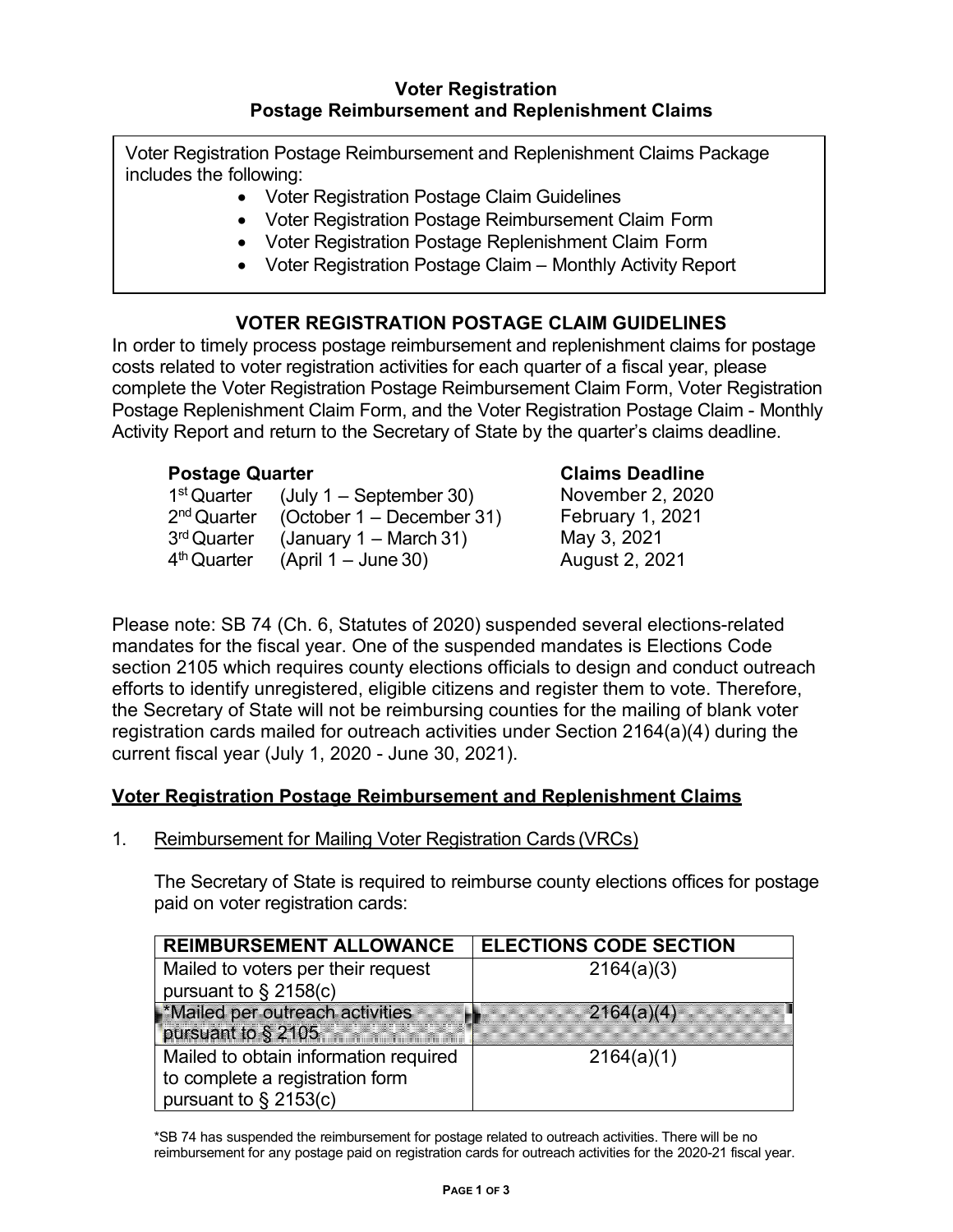**Voter Registration**
**Postage Reimbursement and Replenishment Claims**

Voter Registration Postage Reimbursement and Replenishment Claims Package includes the following:

- Voter Registration Postage Claim Guidelines
- Voter Registration Postage Reimbursement Claim Form
- Voter Registration Postage Replenishment Claim Form
- Voter Registration Postage Claim – Monthly Activity Report

## VOTER REGISTRATION POSTAGE CLAIM GUIDELINES

In order to timely process postage reimbursement and replenishment claims for postage costs related to voter registration activities for each quarter of a fiscal year, please complete the Voter Registration Postage Reimbursement Claim Form, Voter Registration Postage Replenishment Claim Form, and the Voter Registration Postage Claim - Monthly Activity Report and return to the Secretary of State by the quarter's claims deadline.

| Postage Quarter | | Claims Deadline |
|---|---|---|
| 1st Quarter | (July 1 – September 30) | November 2, 2020 |
| 2nd Quarter | (October 1 – December 31) | February 1, 2021 |
| 3rd Quarter | (January 1 – March 31) | May 3, 2021 |
| 4th Quarter | (April 1 – June 30) | August 2, 2021 |

Please note: SB 74 (Ch. 6, Statutes of 2020) suspended several elections-related mandates for the fiscal year. One of the suspended mandates is Elections Code section 2105 which requires county elections officials to design and conduct outreach efforts to identify unregistered, eligible citizens and register them to vote. Therefore, the Secretary of State will not be reimbursing counties for the mailing of blank voter registration cards mailed for outreach activities under Section 2164(a)(4) during the current fiscal year (July 1, 2020 - June 30, 2021).

**Voter Registration Postage Reimbursement and Replenishment Claims**

1. Reimbursement for Mailing Voter Registration Cards (VRCs)

   The Secretary of State is required to reimburse county elections offices for postage paid on voter registration cards:

| REIMBURSEMENT ALLOWANCE | ELECTIONS CODE SECTION |
|---|---|
| Mailed to voters per their request pursuant to § 2158(c) | 2164(a)(3) |
| *Mailed per outreach activities pursuant to § 2105 | 2164(a)(4) |
| Mailed to obtain information required to complete a registration form pursuant to § 2153(c) | 2164(a)(1) |

*SB 74 has suspended the reimbursement for postage related to outreach activities. There will be no reimbursement for any postage paid on registration cards for outreach activities for the 2020-21 fiscal year.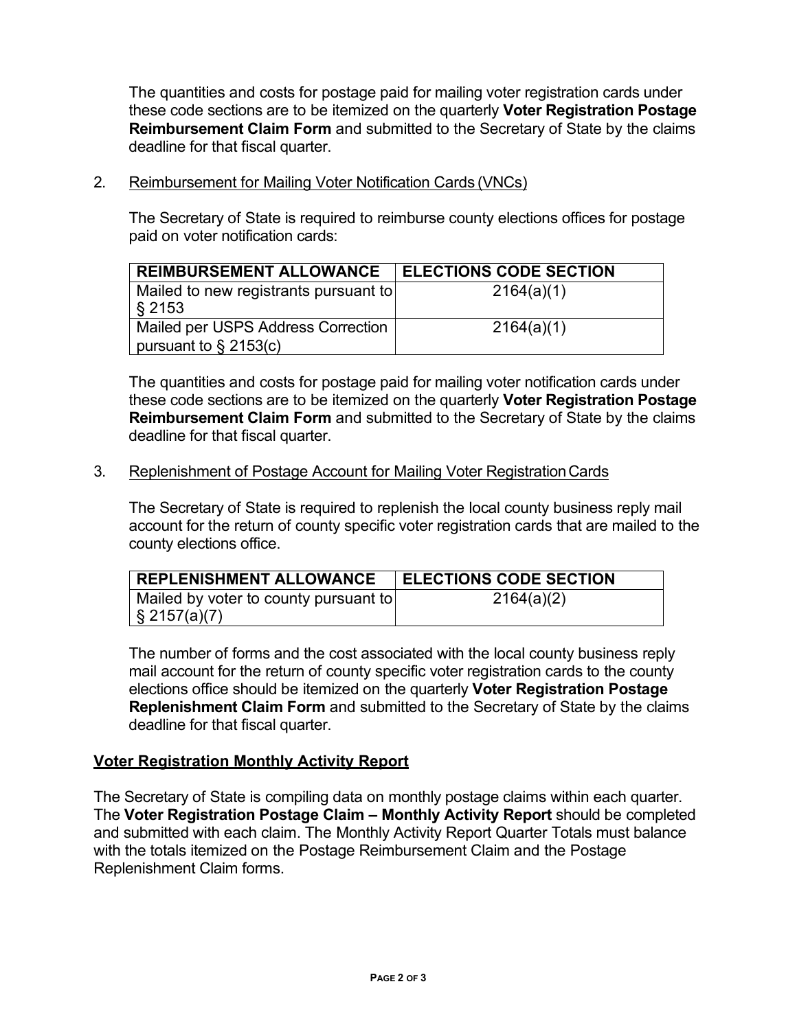The quantities and costs for postage paid for mailing voter registration cards under these code sections are to be itemized on the quarterly **Voter Registration Postage Reimbursement Claim Form** and submitted to the Secretary of State by the claims deadline for that fiscal quarter.

2. Reimbursement for Mailing Voter Notification Cards (VNCs)

   The Secretary of State is required to reimburse county elections offices for postage paid on voter notification cards:

| REIMBURSEMENT ALLOWANCE | ELECTIONS CODE SECTION |
|---|---|
| Mailed to new registrants pursuant to § 2153 | 2164(a)(1) |
| Mailed per USPS Address Correction pursuant to § 2153(c) | 2164(a)(1) |

   The quantities and costs for postage paid for mailing voter notification cards under these code sections are to be itemized on the quarterly **Voter Registration Postage Reimbursement Claim Form** and submitted to the Secretary of State by the claims deadline for that fiscal quarter.

3. Replenishment of Postage Account for Mailing Voter Registration Cards

   The Secretary of State is required to replenish the local county business reply mail account for the return of county specific voter registration cards that are mailed to the county elections office.

| REPLENISHMENT ALLOWANCE | ELECTIONS CODE SECTION |
|---|---|
| Mailed by voter to county pursuant to § 2157(a)(7) | 2164(a)(2) |

   The number of forms and the cost associated with the local county business reply mail account for the return of county specific voter registration cards to the county elections office should be itemized on the quarterly **Voter Registration Postage Replenishment Claim Form** and submitted to the Secretary of State by the claims deadline for that fiscal quarter.

## Voter Registration Monthly Activity Report

The Secretary of State is compiling data on monthly postage claims within each quarter. The **Voter Registration Postage Claim – Monthly Activity Report** should be completed and submitted with each claim. The Monthly Activity Report Quarter Totals must balance with the totals itemized on the Postage Reimbursement Claim and the Postage Replenishment Claim forms.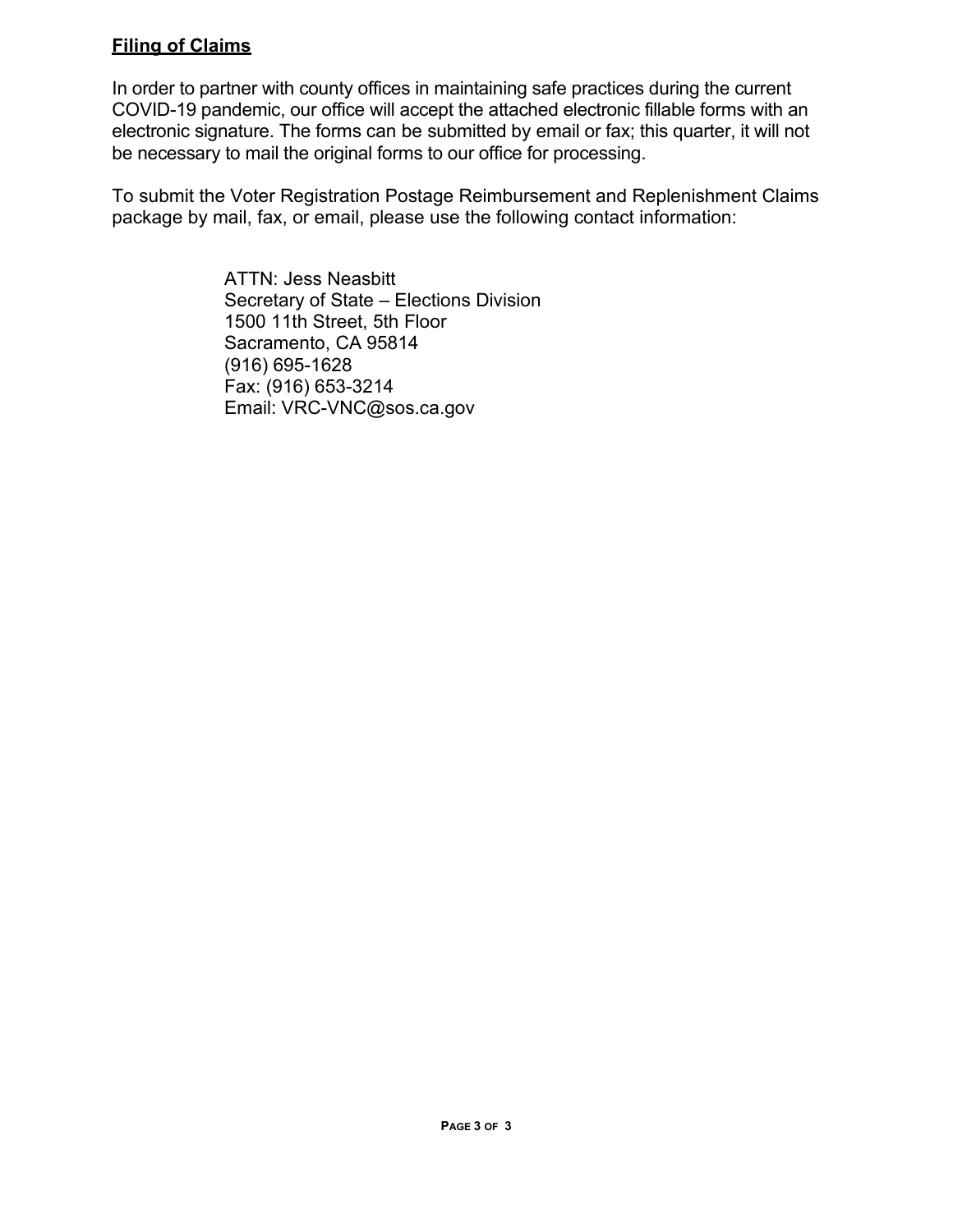## **Filing of Claims**

In order to partner with county offices in maintaining safe practices during the current COVID-19 pandemic, our office will accept the attached electronic fillable forms with an electronic signature. The forms can be submitted by email or fax; this quarter, it will not be necessary to mail the original forms to our office for processing.

To submit the Voter Registration Postage Reimbursement and Replenishment Claims package by mail, fax, or email, please use the following contact information:

ATTN: Jess Neasbitt
Secretary of State – Elections Division
1500 11th Street, 5th Floor
Sacramento, CA 95814
(916) 695-1628
Fax: (916) 653-3214
Email: VRC-VNC@sos.ca.gov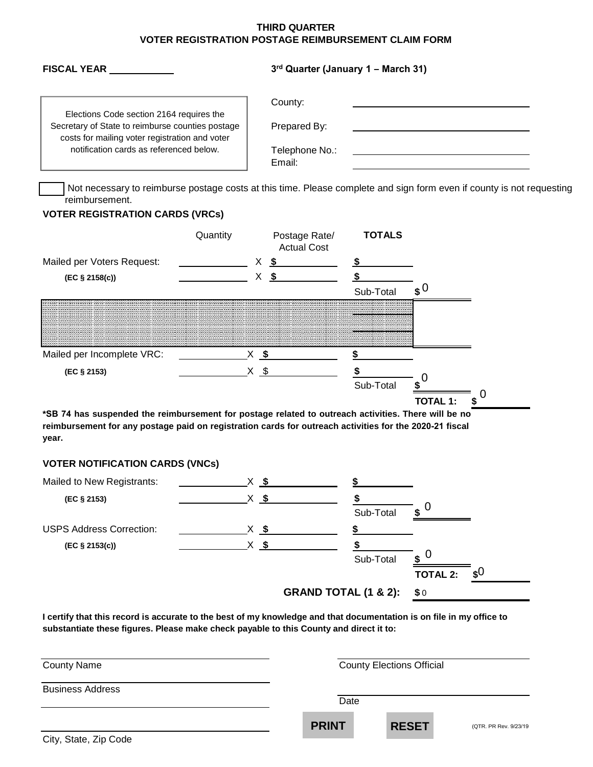## THIRD QUARTER
## VOTER REGISTRATION POSTAGE REIMBURSEMENT CLAIM FORM

**FISCAL YEAR** ____________

**3rd Quarter (January 1 – March 31)**

Elections Code section 2164 requires the Secretary of State to reimburse counties postage costs for mailing voter registration and voter notification cards as referenced below.

County: ____________________

Prepared By: ____________________

Telephone No.: ____________________

Email: ____________________

☐ Not necessary to reimburse postage costs at this time. Please complete and sign form even if county is not requesting reimbursement.

### VOTER REGISTRATION CARDS (VRCs)

| | Quantity | | Postage Rate/ Actual Cost | TOTALS | |
|---|---|---|---|---|---|
| Mailed per Voters Request: | | X | $ | $ | |
| **(EC § 2158(c))** | | X | $ | $ | |
| | | | | Sub-Total | $ 0 |
| Mailed per Incomplete VRC: | | X | $ | $ | |
| **(EC § 2153)** | | X | $ | $ | |
| | | | | Sub-Total | $ 0 |
| | | | | **TOTAL 1:** | $ 0 |

***SB 74 has suspended the reimbursement for postage related to outreach activities. There will be no reimbursement for any postage paid on registration cards for outreach activities for the 2020-21 fiscal year.**

### VOTER NOTIFICATION CARDS (VNCs)

| | Quantity | | Postage Rate/ Actual Cost | TOTALS | |
|---|---|---|---|---|---|
| Mailed to New Registrants: | | X | $ | $ | |
| **(EC § 2153)** | | X | $ | $ | |
| | | | | Sub-Total | $ 0 |
| USPS Address Correction: | | X | $ | $ | |
| **(EC § 2153(c))** | | X | $ | $ | |
| | | | | Sub-Total | $ 0 |
| | | | | **TOTAL 2:** | $0 |
| | | | | **GRAND TOTAL (1 & 2):** | $ 0 |

**I certify that this record is accurate to the best of my knowledge and that documentation is on file in my office to substantiate these figures. Please make check payable to this County and direct it to:**

____________________
County Name

____________________
Business Address

____________________

____________________
City, State, Zip Code

____________________
County Elections Official

____________________
Date

PRINT RESET

(QTR. PR Rev. 9/23/19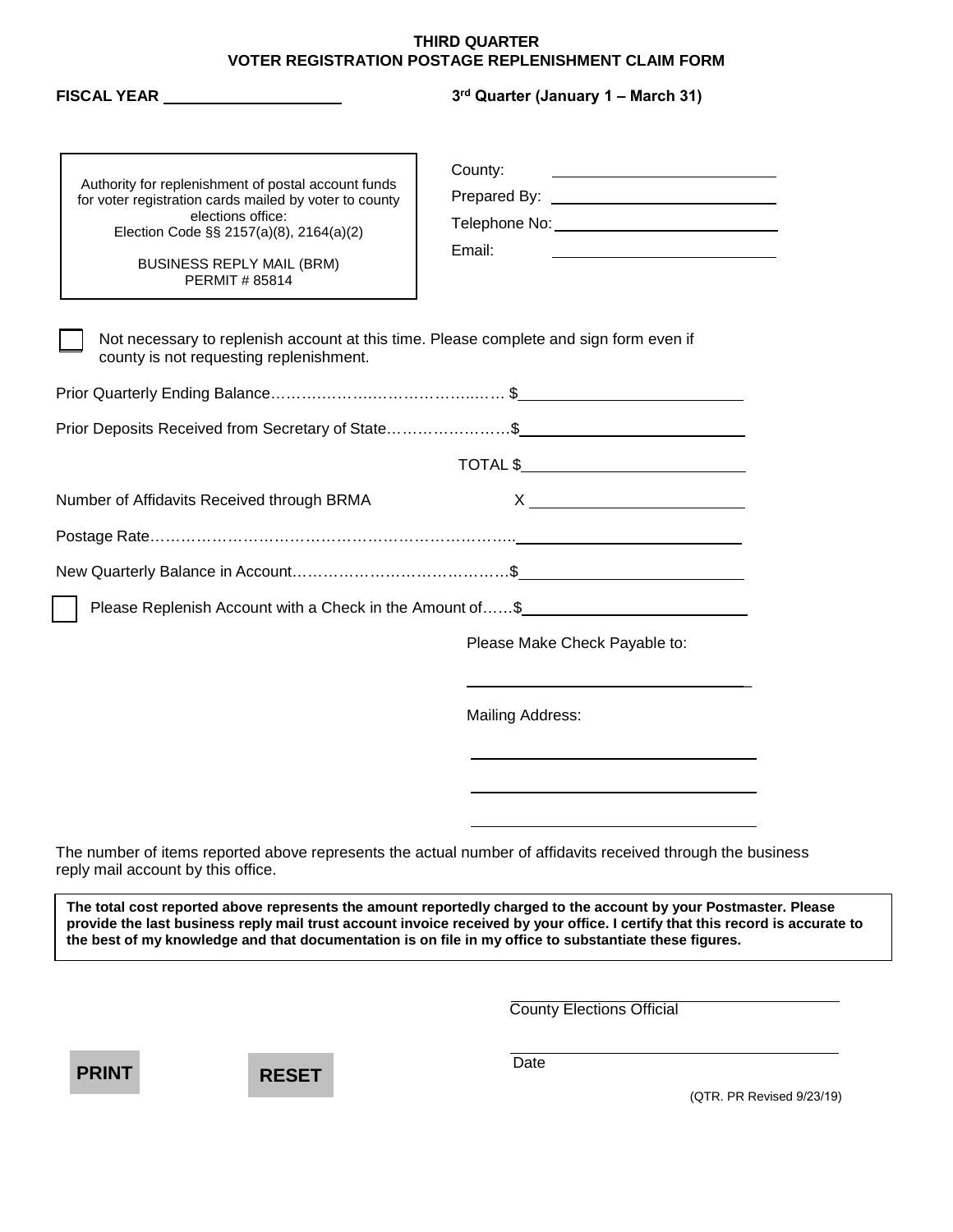# THIRD QUARTER
## VOTER REGISTRATION POSTAGE REPLENISHMENT CLAIM FORM

**FISCAL YEAR** ____________________

**3rd Quarter (January 1 – March 31)**

Authority for replenishment of postal account funds for voter registration cards mailed by voter to county elections office:
Election Code §§ 2157(a)(8), 2164(a)(2)

BUSINESS REPLY MAIL (BRM)
PERMIT # 85814

County: ____________________

Prepared By: ____________________

Telephone No: ____________________

Email: ____________________

☐ Not necessary to replenish account at this time. Please complete and sign form even if county is not requesting replenishment.

Prior Quarterly Ending Balance……………………………………… $____________________

Prior Deposits Received from Secretary of State……………………$____________________

TOTAL $____________________

Number of Affidavits Received through BRMA X ____________________

Postage Rate……………………………………………………………..____________________

New Quarterly Balance in Account……………………………………$____________________

☐ Please Replenish Account with a Check in the Amount of……$____________________

Please Make Check Payable to:

____________________

Mailing Address:

____________________

____________________

____________________

The number of items reported above represents the actual number of affidavits received through the business reply mail account by this office.

**The total cost reported above represents the amount reportedly charged to the account by your Postmaster. Please provide the last business reply mail trust account invoice received by your office. I certify that this record is accurate to the best of my knowledge and that documentation is on file in my office to substantiate these figures.**

____________________
County Elections Official

____________________
Date

PRINT RESET

(QTR. PR Revised 9/23/19)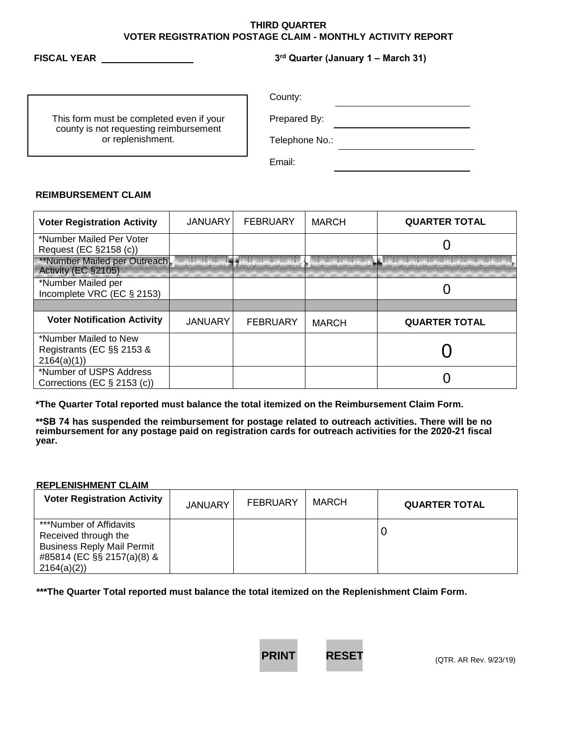**THIRD QUARTER**
**VOTER REGISTRATION POSTAGE CLAIM - MONTHLY ACTIVITY REPORT**

**FISCAL YEAR** ________________

**3rd Quarter (January 1 – March 31)**

This form must be completed even if your county is not requesting reimbursement or replenishment.

County: ________________

Prepared By: ________________

Telephone No.: ________________

Email: ________________

**REIMBURSEMENT CLAIM**

| **Voter Registration Activity** | JANUARY | FEBRUARY | MARCH | **QUARTER TOTAL** |
|---|---|---|---|---|
| *Number Mailed Per Voter Request (EC §2158 (c)) | | | | 0 |
| **Number Mailed per Outreach Activity (EC §2105) | | | | |
| *Number Mailed per Incomplete VRC (EC § 2153) | | | | 0 |
| | | | | |
| **Voter Notification Activity** | JANUARY | FEBRUARY | MARCH | **QUARTER TOTAL** |
| *Number Mailed to New Registrants (EC §§ 2153 & 2164(a)(1)) | | | | 0 |
| *Number of USPS Address Corrections (EC § 2153 (c)) | | | | 0 |

***The Quarter Total reported must balance the total itemized on the Reimbursement Claim Form.**

****SB 74 has suspended the reimbursement for postage related to outreach activities. There will be no reimbursement for any postage paid on registration cards for outreach activities for the 2020-21 fiscal year.**

**REPLENISHMENT CLAIM**

| **Voter Registration Activity** | JANUARY | FEBRUARY | MARCH | **QUARTER TOTAL** |
|---|---|---|---|---|
| ***Number of Affidavits Received through the Business Reply Mail Permit #85814 (EC §§ 2157(a)(8) & 2164(a)(2)) | | | | 0 |

*****The Quarter Total reported must balance the total itemized on the Replenishment Claim Form.**

PRINT RESET

(QTR. AR Rev. 9/23/19)